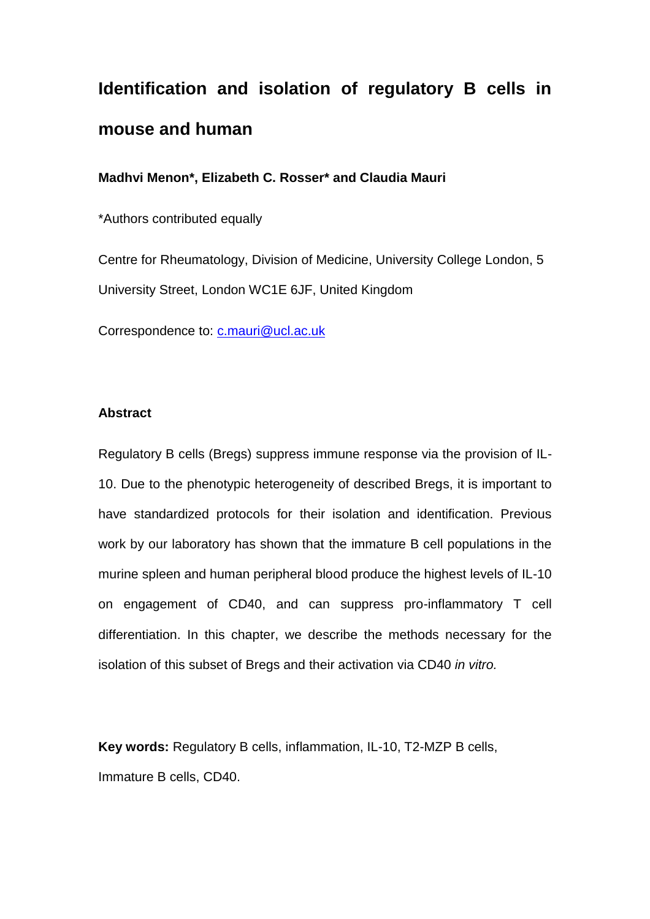# Identification and isolation of regulatory B cells in mouse and human

**Madhvi Menon\*, Elizabeth C. Rosser\* and Claudia Mauri**

\*Authors contributed equally

Centre for Rheumatology, Division of Medicine, University College London, 5 University Street, London WC1E 6JF, United Kingdom

Correspondence to: c.mauri@ucl.ac.uk

## Abstract

Regulatory B cells (Bregs) suppress immune response via the provision of IL-10. Due to the phenotypic heterogeneity of described Bregs, it is important to have standardized protocols for their isolation and identification. Previous work by our laboratory has shown that the immature B cell populations in the murine spleen and human peripheral blood produce the highest levels of IL-10 on engagement of CD40, and can suppress pro-inflammatory T cell differentiation. In this chapter, we describe the methods necessary for the isolation of this subset of Bregs and their activation via CD40 *in vitro.*

**Key words:** Regulatory B cells, inflammation, IL-10, T2-MZP B cells, Immature B cells, CD40.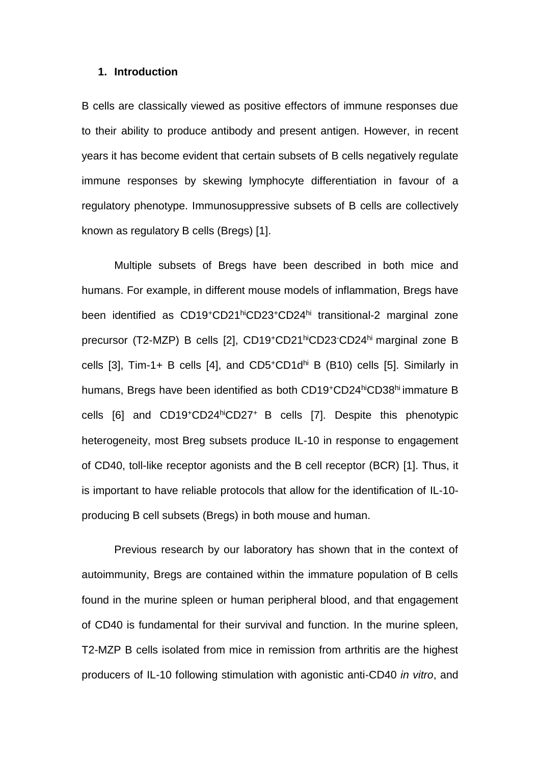## 1. Introduction

B cells are classically viewed as positive effectors of immune responses due to their ability to produce antibody and present antigen. However, in recent years it has become evident that certain subsets of B cells negatively regulate immune responses by skewing lymphocyte differentiation in favour of a regulatory phenotype. Immunosuppressive subsets of B cells are collectively known as regulatory B cells (Bregs) [1].

Multiple subsets of Bregs have been described in both mice and humans. For example, in different mouse models of inflammation, Bregs have been identified as $CD19^{+}CD21^{hi}CD23^{+}CD24^{hi}$ transitional-2 marginal zone precursor (T2-MZP) B cells [2], $CD19^{+}CD21^{hi}CD23^{-}CD24^{hi}$ marginal zone B cells [3], Tim-1+ B cells [4], and $CD5^{+}CD1d^{hi}$ B (B10) cells [5]. Similarly in humans, Bregs have been identified as both $CD19^{+}CD24^{hi}CD38^{hi}$ immature B cells [6] and $CD19^{+}CD24^{hi}CD27^{+}$ B cells [7]. Despite this phenotypic heterogeneity, most Breg subsets produce IL-10 in response to engagement of CD40, toll-like receptor agonists and the B cell receptor (BCR) [1]. Thus, it is important to have reliable protocols that allow for the identification of IL-10-producing B cell subsets (Bregs) in both mouse and human.

Previous research by our laboratory has shown that in the context of autoimmunity, Bregs are contained within the immature population of B cells found in the murine spleen or human peripheral blood, and that engagement of CD40 is fundamental for their survival and function. In the murine spleen, T2-MZP B cells isolated from mice in remission from arthritis are the highest producers of IL-10 following stimulation with agonistic anti-CD40 *in vitro*, and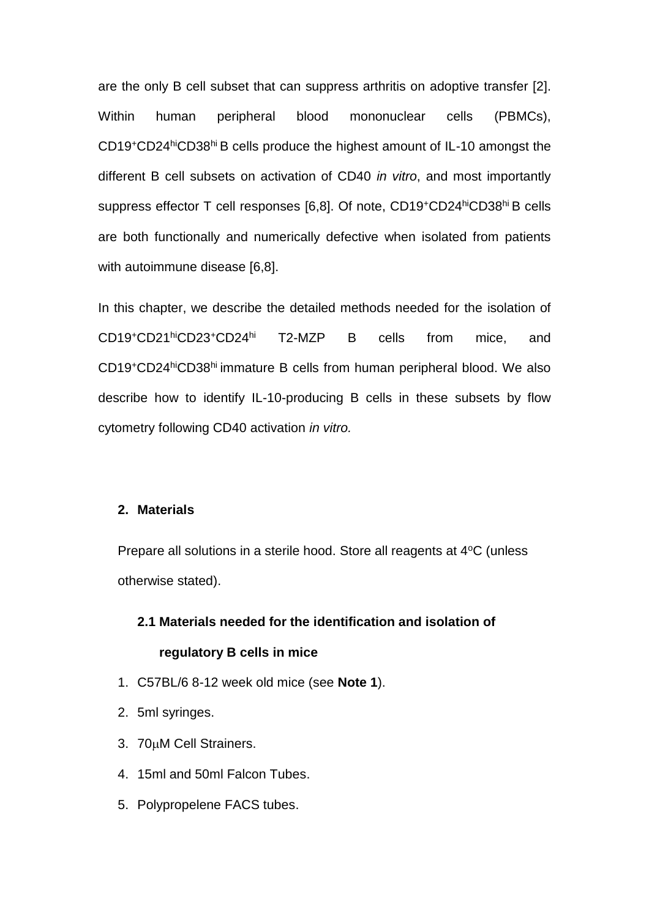are the only B cell subset that can suppress arthritis on adoptive transfer [2]. Within human peripheral blood mononuclear cells (PBMCs), $CD19^{+}CD24^{hi}CD38^{hi}$ B cells produce the highest amount of IL-10 amongst the different B cell subsets on activation of CD40 *in vitro*, and most importantly suppress effector T cell responses [6,8]. Of note, $CD19^{+}CD24^{hi}CD38^{hi}$ B cells are both functionally and numerically defective when isolated from patients with autoimmune disease [6,8].

In this chapter, we describe the detailed methods needed for the isolation of $CD19^{+}CD21^{hi}CD23^{+}CD24^{hi}$ T2-MZP B cells from mice, and $CD19^{+}CD24^{hi}CD38^{hi}$ immature B cells from human peripheral blood. We also describe how to identify IL-10-producing B cells in these subsets by flow cytometry following CD40 activation *in vitro.*

## 2. Materials

Prepare all solutions in a sterile hood. Store all reagents at 4$^{o}$C (unless otherwise stated).

### 2.1 Materials needed for the identification and isolation of regulatory B cells in mice

1. C57BL/6 8-12 week old mice (see **Note 1**).
2. 5ml syringes.
3. 70μM Cell Strainers.
4. 15ml and 50ml Falcon Tubes.
5. Polypropelene FACS tubes.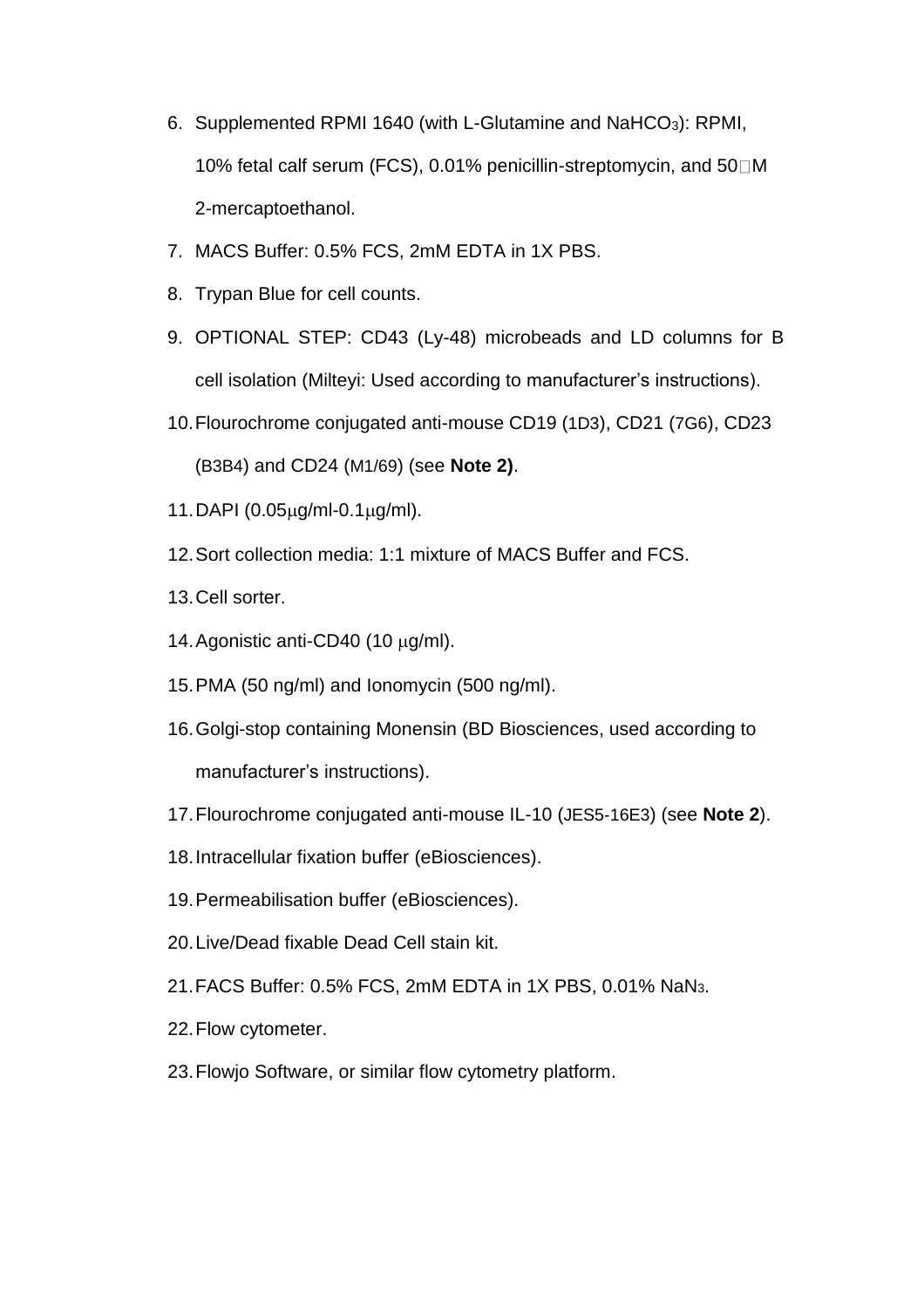6. Supplemented RPMI 1640 (with L-Glutamine and $NaHCO_3$): RPMI, 10% fetal calf serum (FCS), 0.01% penicillin-streptomycin, and 50□M 2-mercaptoethanol.
7. MACS Buffer: 0.5% FCS, 2mM EDTA in 1X PBS.
8. Trypan Blue for cell counts.
9. OPTIONAL STEP: CD43 (Ly-48) microbeads and LD columns for B cell isolation (Milteyi: Used according to manufacturer's instructions).
10. Flourochrome conjugated anti-mouse CD19 (1D3), CD21 (7G6), CD23 (B3B4) and CD24 (M1/69) (see **Note 2)**.
11. DAPI (0.05μg/ml-0.1μg/ml).
12. Sort collection media: 1:1 mixture of MACS Buffer and FCS.
13. Cell sorter.
14. Agonistic anti-CD40 (10 μg/ml).
15. PMA (50 ng/ml) and Ionomycin (500 ng/ml).
16. Golgi-stop containing Monensin (BD Biosciences, used according to manufacturer's instructions).
17. Flourochrome conjugated anti-mouse IL-10 (JES5-16E3) (see **Note 2**).
18. Intracellular fixation buffer (eBiosciences).
19. Permeabilisation buffer (eBiosciences).
20. Live/Dead fixable Dead Cell stain kit.
21. FACS Buffer: 0.5% FCS, 2mM EDTA in 1X PBS, 0.01% $NaN_3$.
22. Flow cytometer.
23. Flowjo Software, or similar flow cytometry platform.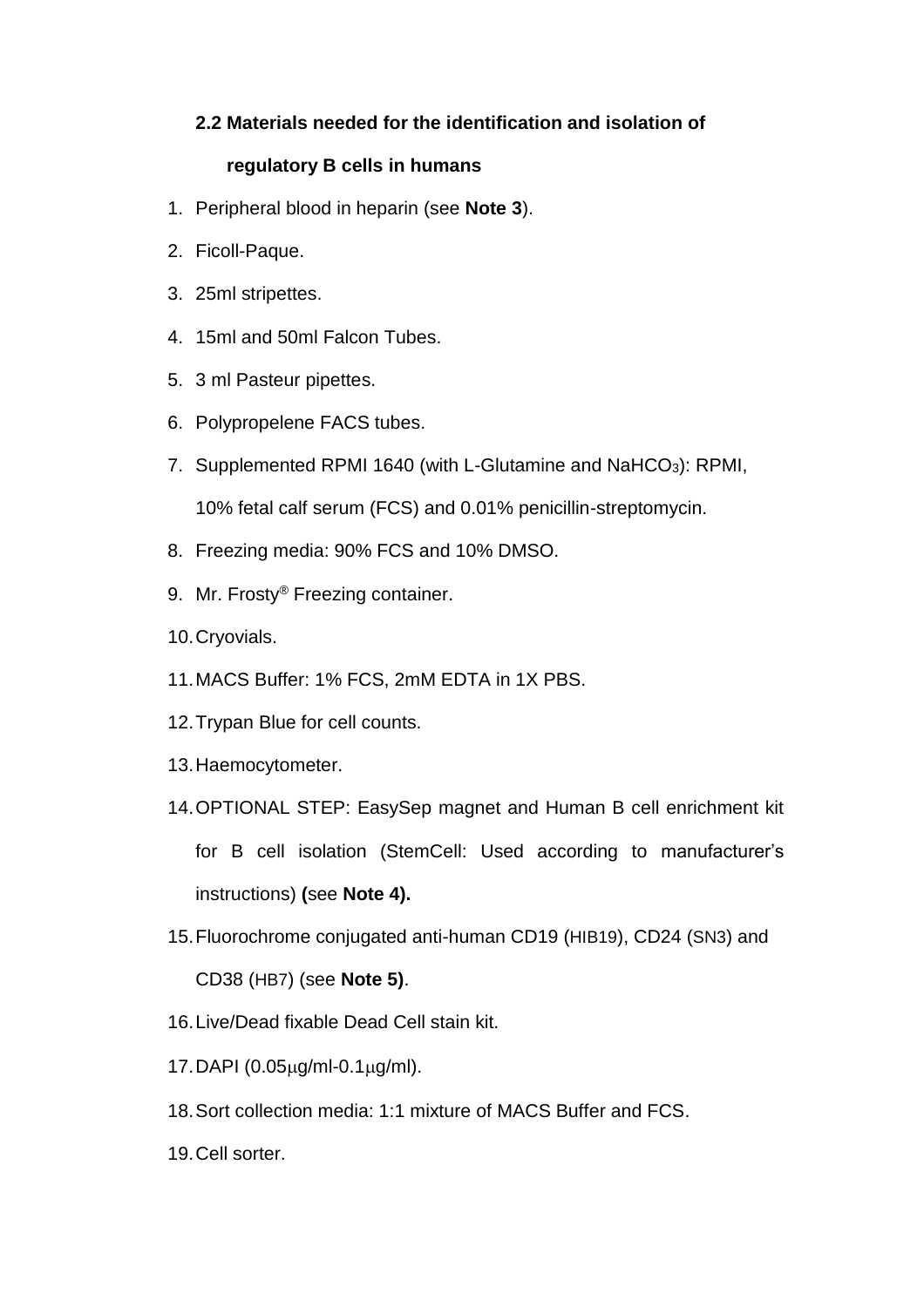### 2.2 Materials needed for the identification and isolation of regulatory B cells in humans

1. Peripheral blood in heparin (see **Note 3**).
2. Ficoll-Paque.
3. 25ml stripettes.
4. 15ml and 50ml Falcon Tubes.
5. 3 ml Pasteur pipettes.
6. Polypropelene FACS tubes.
7. Supplemented RPMI 1640 (with L-Glutamine and $NaHCO_3$): RPMI, 10% fetal calf serum (FCS) and 0.01% penicillin-streptomycin.
8. Freezing media: 90% FCS and 10% DMSO.
9. Mr. Frosty® Freezing container.
10. Cryovials.
11. MACS Buffer: 1% FCS, 2mM EDTA in 1X PBS.
12. Trypan Blue for cell counts.
13. Haemocytometer.
14. OPTIONAL STEP: EasySep magnet and Human B cell enrichment kit for B cell isolation (StemCell: Used according to manufacturer's instructions) **(**see **Note 4).**
15. Fluorochrome conjugated anti-human CD19 (HIB19), CD24 (SN3) and CD38 (HB7) (see **Note 5)**.
16. Live/Dead fixable Dead Cell stain kit.
17. DAPI (0.05μg/ml-0.1μg/ml).
18. Sort collection media: 1:1 mixture of MACS Buffer and FCS.
19. Cell sorter.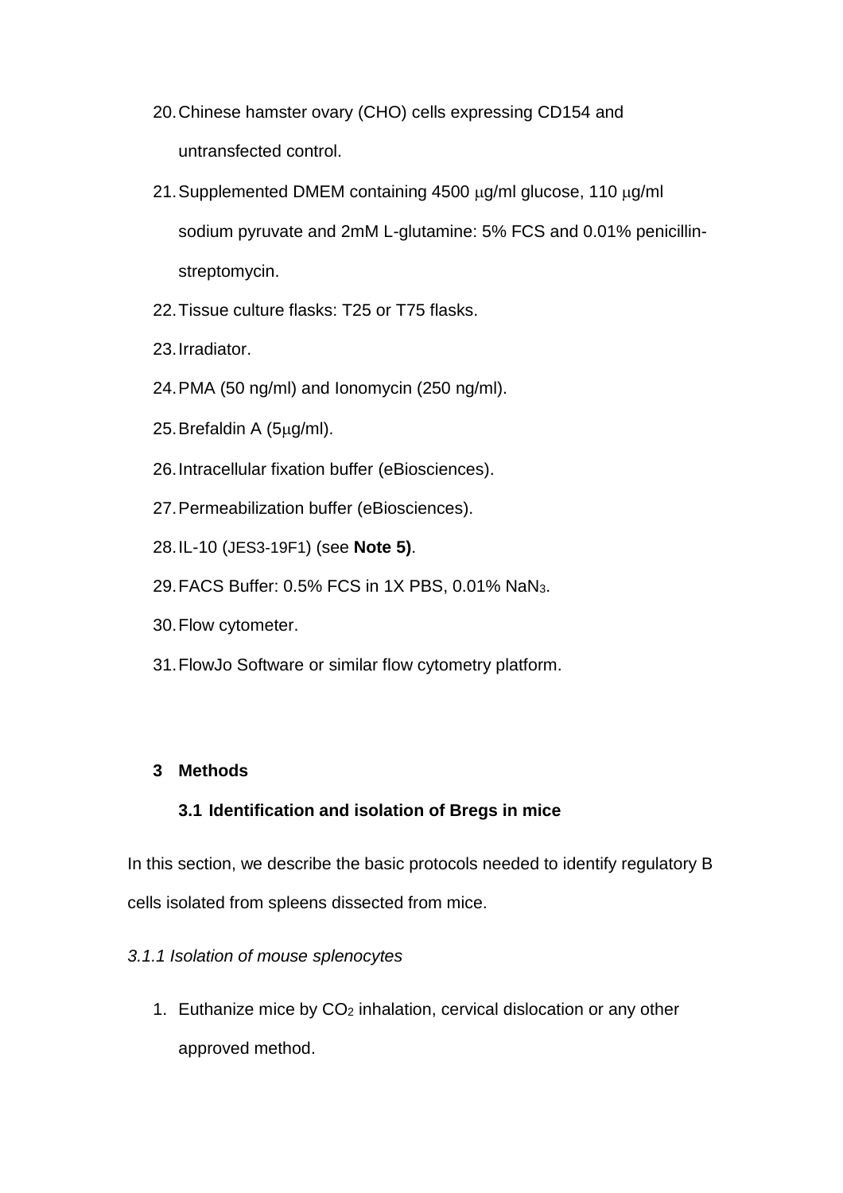20. Chinese hamster ovary (CHO) cells expressing CD154 and untransfected control.
21. Supplemented DMEM containing 4500 μg/ml glucose, 110 μg/ml sodium pyruvate and 2mM L-glutamine: 5% FCS and 0.01% penicillin-streptomycin.
22. Tissue culture flasks: T25 or T75 flasks.
23. Irradiator.
24. PMA (50 ng/ml) and Ionomycin (250 ng/ml).
25. Brefaldin A (5μg/ml).
26. Intracellular fixation buffer (eBiosciences).
27. Permeabilization buffer (eBiosciences).
28. IL-10 (JES3-19F1) (see **Note 5)**.
29. FACS Buffer: 0.5% FCS in 1X PBS, 0.01% $NaN_3$.
30. Flow cytometer.
31. FlowJo Software or similar flow cytometry platform.

## 3 Methods

### 3.1 Identification and isolation of Bregs in mice

In this section, we describe the basic protocols needed to identify regulatory B cells isolated from spleens dissected from mice.

*3.1.1 Isolation of mouse splenocytes*

1. Euthanize mice by $CO_2$ inhalation, cervical dislocation or any other approved method.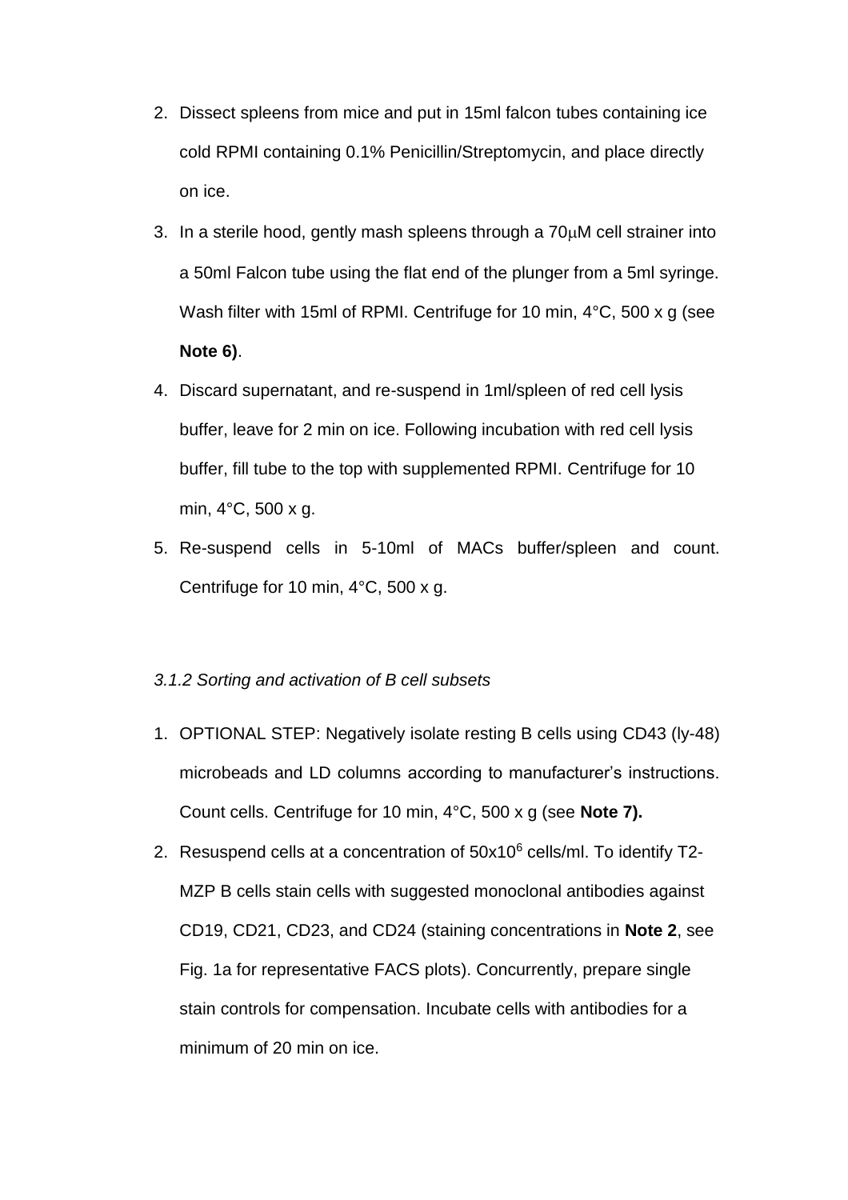2. Dissect spleens from mice and put in 15ml falcon tubes containing ice cold RPMI containing 0.1% Penicillin/Streptomycin, and place directly on ice.
3. In a sterile hood, gently mash spleens through a 70μM cell strainer into a 50ml Falcon tube using the flat end of the plunger from a 5ml syringe. Wash filter with 15ml of RPMI. Centrifuge for 10 min, 4°C, 500 x g (see **Note 6)**.
4. Discard supernatant, and re-suspend in 1ml/spleen of red cell lysis buffer, leave for 2 min on ice. Following incubation with red cell lysis buffer, fill tube to the top with supplemented RPMI. Centrifuge for 10 min, 4°C, 500 x g.
5. Re-suspend cells in 5-10ml of MACs buffer/spleen and count. Centrifuge for 10 min, 4°C, 500 x g.

*3.1.2 Sorting and activation of B cell subsets*

1. OPTIONAL STEP: Negatively isolate resting B cells using CD43 (ly-48) microbeads and LD columns according to manufacturer's instructions. Count cells. Centrifuge for 10 min, 4°C, 500 x g (see **Note 7).**
2. Resuspend cells at a concentration of $50x10^6$ cells/ml. To identify T2-MZP B cells stain cells with suggested monoclonal antibodies against CD19, CD21, CD23, and CD24 (staining concentrations in **Note 2**, see Fig. 1a for representative FACS plots). Concurrently, prepare single stain controls for compensation. Incubate cells with antibodies for a minimum of 20 min on ice.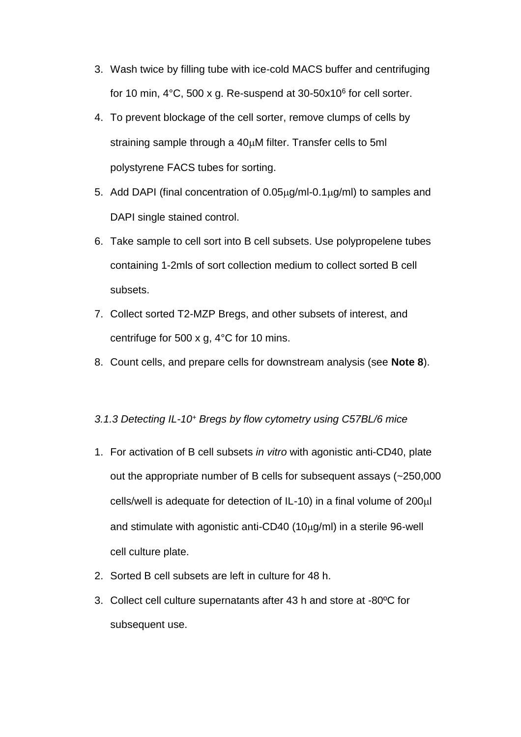3. Wash twice by filling tube with ice-cold MACS buffer and centrifuging for 10 min, 4°C, 500 x g. Re-suspend at 30-50x$10^6$ for cell sorter.
4. To prevent blockage of the cell sorter, remove clumps of cells by straining sample through a 40μM filter. Transfer cells to 5ml polystyrene FACS tubes for sorting.
5. Add DAPI (final concentration of 0.05μg/ml-0.1μg/ml) to samples and DAPI single stained control.
6. Take sample to cell sort into B cell subsets. Use polypropelene tubes containing 1-2mls of sort collection medium to collect sorted B cell subsets.
7. Collect sorted T2-MZP Bregs, and other subsets of interest, and centrifuge for 500 x g, 4°C for 10 mins.
8. Count cells, and prepare cells for downstream analysis (see **Note 8**).

*3.1.3 Detecting IL-10⁺ Bregs by flow cytometry using C57BL/6 mice*

1. For activation of B cell subsets *in vitro* with agonistic anti-CD40, plate out the appropriate number of B cells for subsequent assays (~250,000 cells/well is adequate for detection of IL-10) in a final volume of 200μl and stimulate with agonistic anti-CD40 (10μg/ml) in a sterile 96-well cell culture plate.
2. Sorted B cell subsets are left in culture for 48 h.
3. Collect cell culture supernatants after 43 h and store at -80ºC for subsequent use.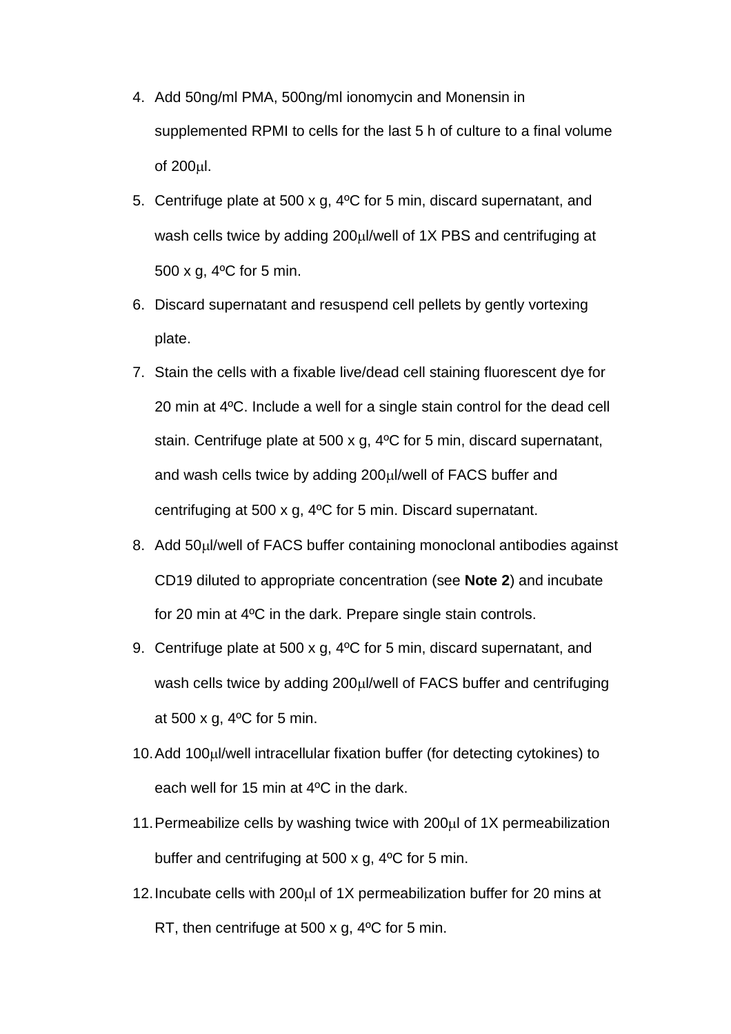4. Add 50ng/ml PMA, 500ng/ml ionomycin and Monensin in supplemented RPMI to cells for the last 5 h of culture to a final volume of 200μl.
5. Centrifuge plate at 500 x g, 4ºC for 5 min, discard supernatant, and wash cells twice by adding 200μl/well of 1X PBS and centrifuging at 500 x g, 4ºC for 5 min.
6. Discard supernatant and resuspend cell pellets by gently vortexing plate.
7. Stain the cells with a fixable live/dead cell staining fluorescent dye for 20 min at 4ºC. Include a well for a single stain control for the dead cell stain. Centrifuge plate at 500 x g, 4ºC for 5 min, discard supernatant, and wash cells twice by adding 200μl/well of FACS buffer and centrifuging at 500 x g, 4ºC for 5 min. Discard supernatant.
8. Add 50μl/well of FACS buffer containing monoclonal antibodies against CD19 diluted to appropriate concentration (see **Note 2**) and incubate for 20 min at 4ºC in the dark. Prepare single stain controls.
9. Centrifuge plate at 500 x g, 4ºC for 5 min, discard supernatant, and wash cells twice by adding 200μl/well of FACS buffer and centrifuging at 500 x g, 4ºC for 5 min.
10. Add 100μl/well intracellular fixation buffer (for detecting cytokines) to each well for 15 min at 4ºC in the dark.
11. Permeabilize cells by washing twice with 200μl of 1X permeabilization buffer and centrifuging at 500 x g, 4ºC for 5 min.
12. Incubate cells with 200μl of 1X permeabilization buffer for 20 mins at RT, then centrifuge at 500 x g, 4ºC for 5 min.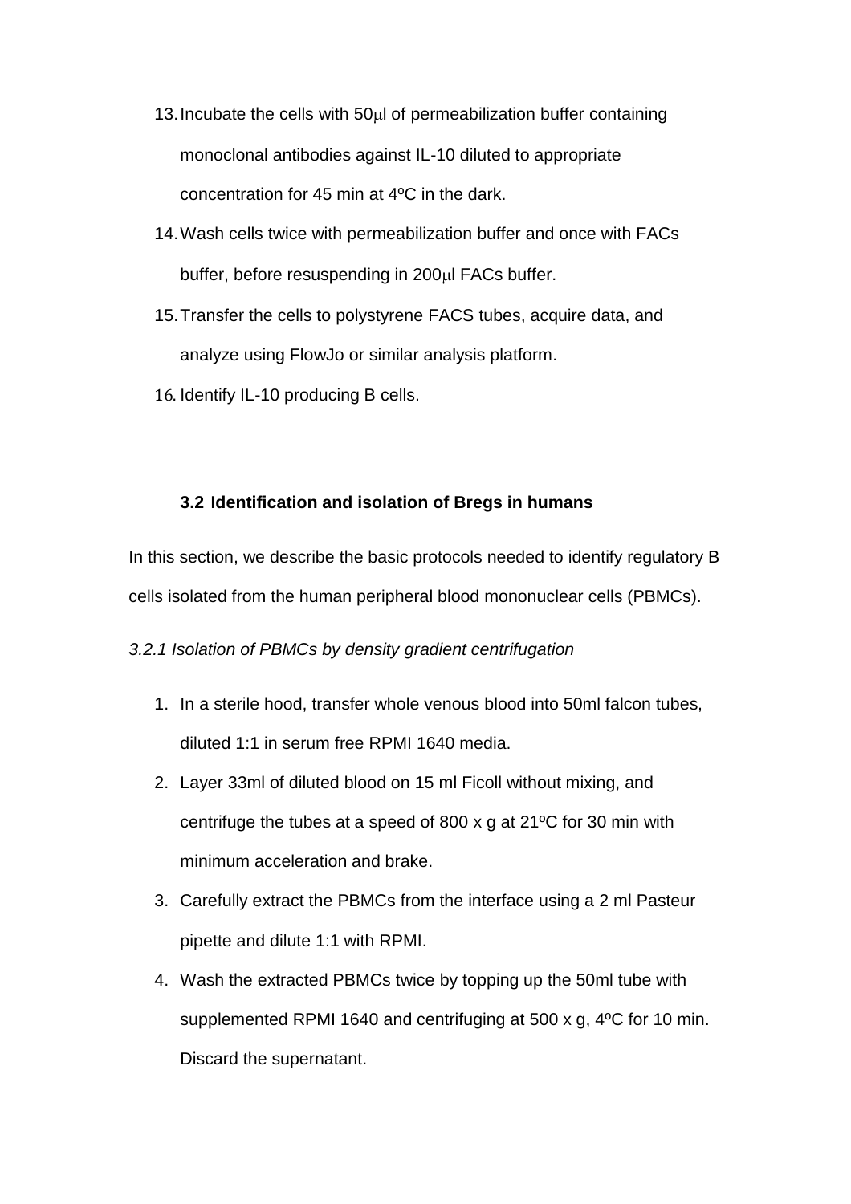13. Incubate the cells with 50μl of permeabilization buffer containing monoclonal antibodies against IL-10 diluted to appropriate concentration for 45 min at 4ºC in the dark.
14. Wash cells twice with permeabilization buffer and once with FACs buffer, before resuspending in 200μl FACs buffer.
15. Transfer the cells to polystyrene FACS tubes, acquire data, and analyze using FlowJo or similar analysis platform.
16. Identify IL-10 producing B cells.

### 3.2 Identification and isolation of Bregs in humans

In this section, we describe the basic protocols needed to identify regulatory B cells isolated from the human peripheral blood mononuclear cells (PBMCs).

*3.2.1 Isolation of PBMCs by density gradient centrifugation*

1. In a sterile hood, transfer whole venous blood into 50ml falcon tubes, diluted 1:1 in serum free RPMI 1640 media.
2. Layer 33ml of diluted blood on 15 ml Ficoll without mixing, and centrifuge the tubes at a speed of 800 x g at 21ºC for 30 min with minimum acceleration and brake.
3. Carefully extract the PBMCs from the interface using a 2 ml Pasteur pipette and dilute 1:1 with RPMI.
4. Wash the extracted PBMCs twice by topping up the 50ml tube with supplemented RPMI 1640 and centrifuging at 500 x g, 4ºC for 10 min. Discard the supernatant.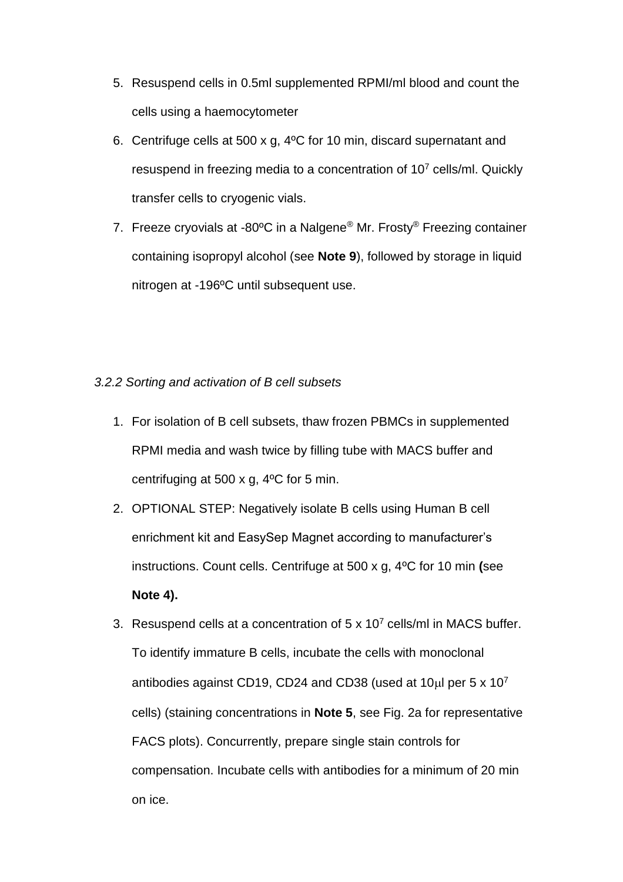5. Resuspend cells in 0.5ml supplemented RPMI/ml blood and count the cells using a haemocytometer
6. Centrifuge cells at 500 x g, 4ºC for 10 min, discard supernatant and resuspend in freezing media to a concentration of $10^7$ cells/ml. Quickly transfer cells to cryogenic vials.
7. Freeze cryovials at -80ºC in a Nalgene® Mr. Frosty® Freezing container containing isopropyl alcohol (see **Note 9**), followed by storage in liquid nitrogen at -196ºC until subsequent use.

*3.2.2 Sorting and activation of B cell subsets*

1. For isolation of B cell subsets, thaw frozen PBMCs in supplemented RPMI media and wash twice by filling tube with MACS buffer and centrifuging at 500 x g, 4ºC for 5 min.
2. OPTIONAL STEP: Negatively isolate B cells using Human B cell enrichment kit and EasySep Magnet according to manufacturer's instructions. Count cells. Centrifuge at 500 x g, 4ºC for 10 min **(**see **Note 4).**
3. Resuspend cells at a concentration of 5 x $10^7$ cells/ml in MACS buffer. To identify immature B cells, incubate the cells with monoclonal antibodies against CD19, CD24 and CD38 (used at 10μl per 5 x $10^7$ cells) (staining concentrations in **Note 5**, see Fig. 2a for representative FACS plots). Concurrently, prepare single stain controls for compensation. Incubate cells with antibodies for a minimum of 20 min on ice.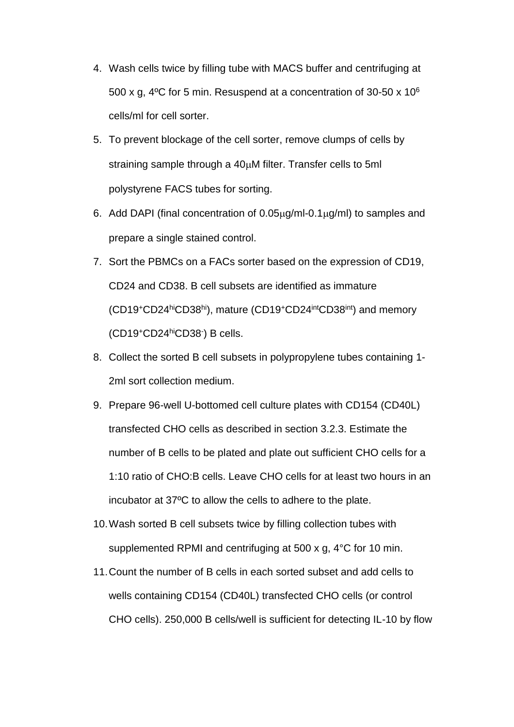4. Wash cells twice by filling tube with MACS buffer and centrifuging at 500 x g, 4ºC for 5 min. Resuspend at a concentration of 30-50 x $10^6$ cells/ml for cell sorter.
5. To prevent blockage of the cell sorter, remove clumps of cells by straining sample through a 40μM filter. Transfer cells to 5ml polystyrene FACS tubes for sorting.
6. Add DAPI (final concentration of 0.05μg/ml-0.1μg/ml) to samples and prepare a single stained control.
7. Sort the PBMCs on a FACs sorter based on the expression of CD19, CD24 and CD38. B cell subsets are identified as immature ($CD19^+CD24^{hi}CD38^{hi}$), mature ($CD19^+CD24^{int}CD38^{int}$) and memory ($CD19^+CD24^{hi}CD38^-$) B cells.
8. Collect the sorted B cell subsets in polypropylene tubes containing 1-2ml sort collection medium.
9. Prepare 96-well U-bottomed cell culture plates with CD154 (CD40L) transfected CHO cells as described in section 3.2.3. Estimate the number of B cells to be plated and plate out sufficient CHO cells for a 1:10 ratio of CHO:B cells. Leave CHO cells for at least two hours in an incubator at 37ºC to allow the cells to adhere to the plate.
10. Wash sorted B cell subsets twice by filling collection tubes with supplemented RPMI and centrifuging at 500 x g, 4°C for 10 min.
11. Count the number of B cells in each sorted subset and add cells to wells containing CD154 (CD40L) transfected CHO cells (or control CHO cells). 250,000 B cells/well is sufficient for detecting IL-10 by flow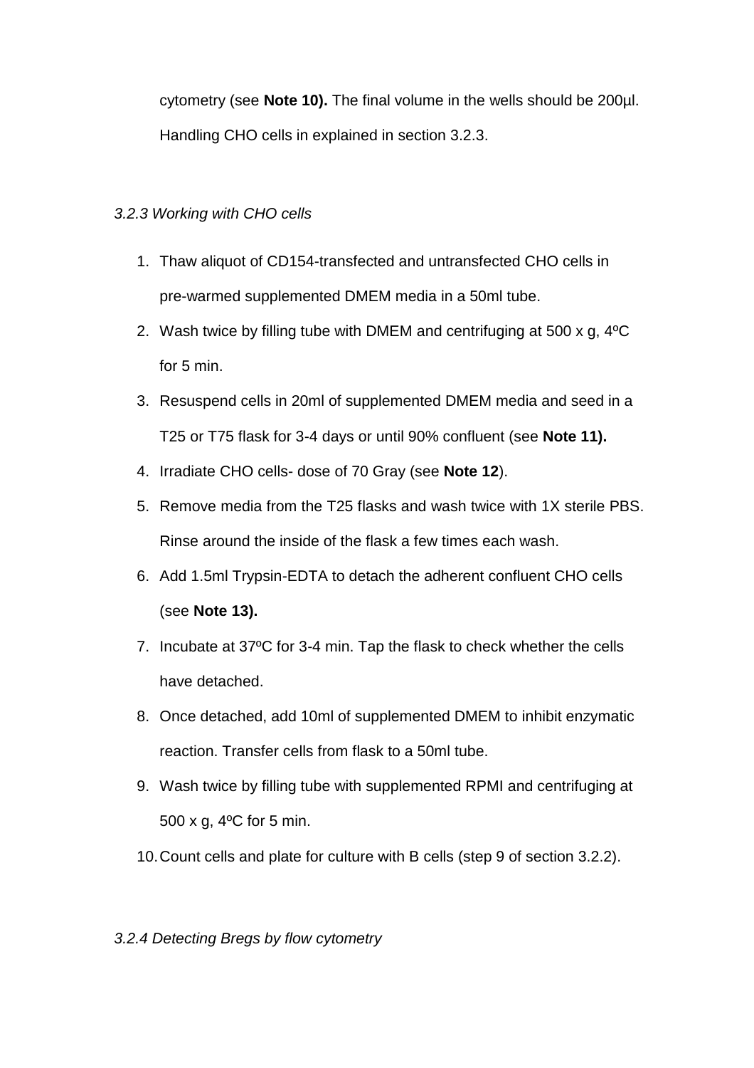cytometry (see **Note 10).** The final volume in the wells should be 200µl. Handling CHO cells in explained in section 3.2.3.

*3.2.3 Working with CHO cells*

1. Thaw aliquot of CD154-transfected and untransfected CHO cells in pre-warmed supplemented DMEM media in a 50ml tube.
2. Wash twice by filling tube with DMEM and centrifuging at 500 x g, 4ºC for 5 min.
3. Resuspend cells in 20ml of supplemented DMEM media and seed in a T25 or T75 flask for 3-4 days or until 90% confluent (see **Note 11).**
4. Irradiate CHO cells- dose of 70 Gray (see **Note 12**).
5. Remove media from the T25 flasks and wash twice with 1X sterile PBS. Rinse around the inside of the flask a few times each wash.
6. Add 1.5ml Trypsin-EDTA to detach the adherent confluent CHO cells (see **Note 13).**
7. Incubate at 37ºC for 3-4 min. Tap the flask to check whether the cells have detached.
8. Once detached, add 10ml of supplemented DMEM to inhibit enzymatic reaction. Transfer cells from flask to a 50ml tube.
9. Wash twice by filling tube with supplemented RPMI and centrifuging at 500 x g, 4ºC for 5 min.
10. Count cells and plate for culture with B cells (step 9 of section 3.2.2).

*3.2.4 Detecting Bregs by flow cytometry*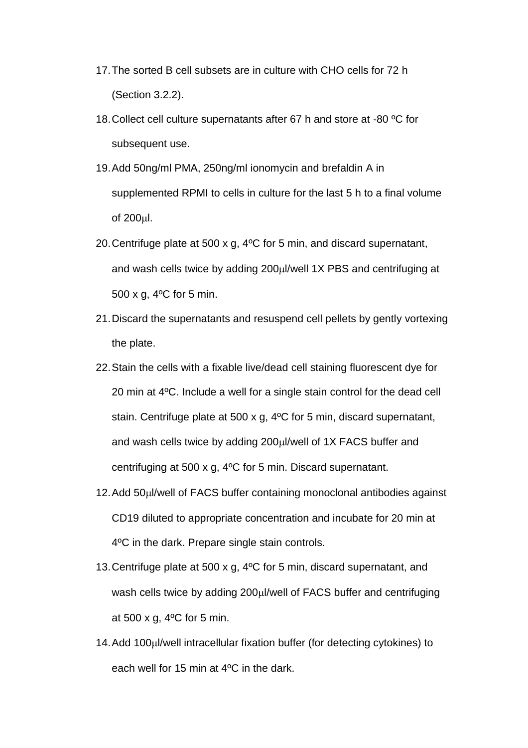17. The sorted B cell subsets are in culture with CHO cells for 72 h (Section 3.2.2).
18. Collect cell culture supernatants after 67 h and store at -80 ºC for subsequent use.
19. Add 50ng/ml PMA, 250ng/ml ionomycin and brefaldin A in supplemented RPMI to cells in culture for the last 5 h to a final volume of 200μl.
20. Centrifuge plate at 500 x g, 4ºC for 5 min, and discard supernatant, and wash cells twice by adding 200μl/well 1X PBS and centrifuging at 500 x g, 4ºC for 5 min.
21. Discard the supernatants and resuspend cell pellets by gently vortexing the plate.
22. Stain the cells with a fixable live/dead cell staining fluorescent dye for 20 min at 4ºC. Include a well for a single stain control for the dead cell stain. Centrifuge plate at 500 x g, 4ºC for 5 min, discard supernatant, and wash cells twice by adding 200μl/well of 1X FACS buffer and centrifuging at 500 x g, 4ºC for 5 min. Discard supernatant.

12. Add 50μl/well of FACS buffer containing monoclonal antibodies against CD19 diluted to appropriate concentration and incubate for 20 min at 4ºC in the dark. Prepare single stain controls.
13. Centrifuge plate at 500 x g, 4ºC for 5 min, discard supernatant, and wash cells twice by adding 200μl/well of FACS buffer and centrifuging at 500 x g, 4ºC for 5 min.
14. Add 100μl/well intracellular fixation buffer (for detecting cytokines) to each well for 15 min at 4ºC in the dark.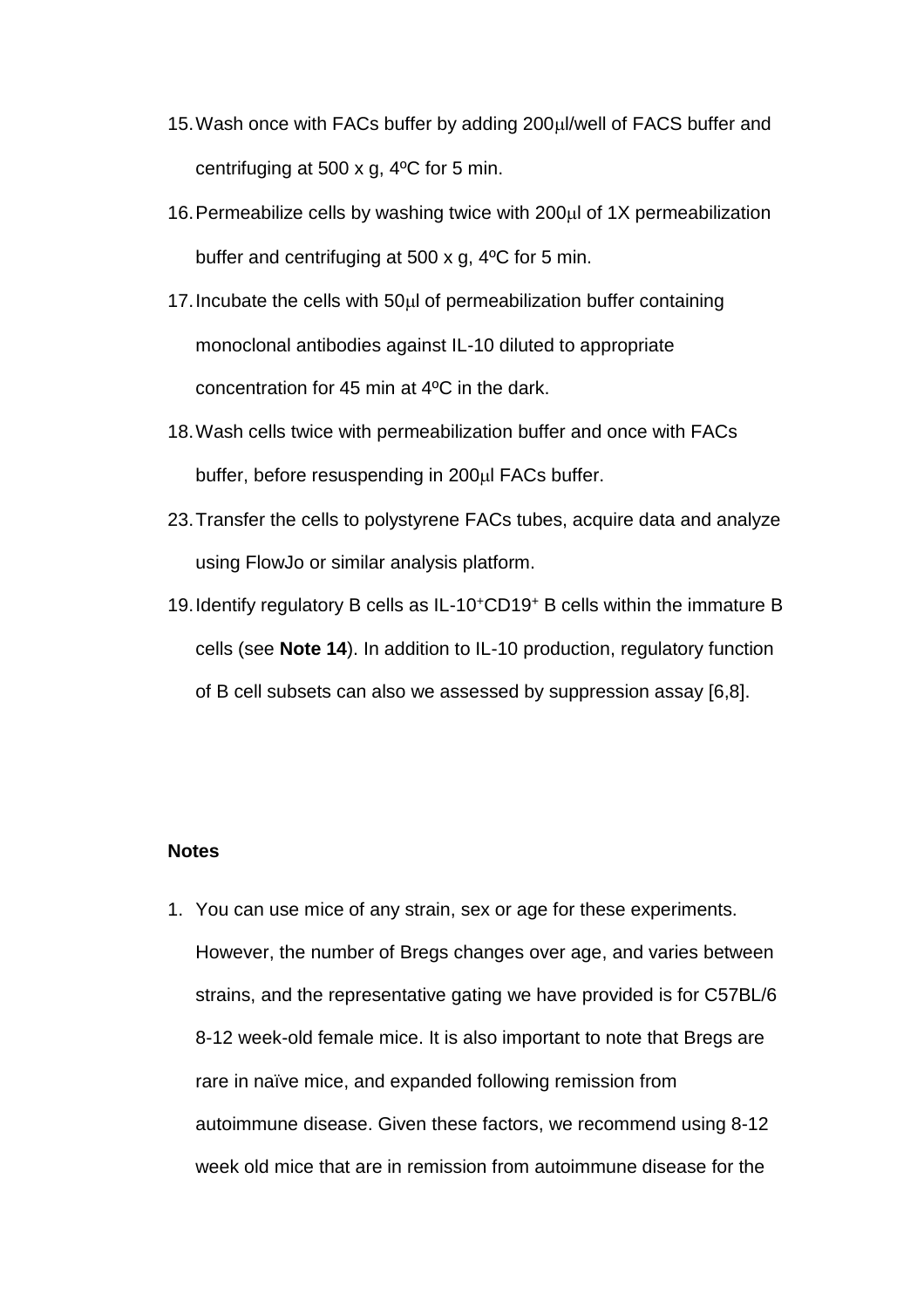15. Wash once with FACs buffer by adding 200μl/well of FACS buffer and centrifuging at 500 x g, 4ºC for 5 min.
16. Permeabilize cells by washing twice with 200μl of 1X permeabilization buffer and centrifuging at 500 x g, 4ºC for 5 min.
17. Incubate the cells with 50μl of permeabilization buffer containing monoclonal antibodies against IL-10 diluted to appropriate concentration for 45 min at 4ºC in the dark.
18. Wash cells twice with permeabilization buffer and once with FACs buffer, before resuspending in 200μl FACs buffer.
23. Transfer the cells to polystyrene FACs tubes, acquire data and analyze using FlowJo or similar analysis platform.
19. Identify regulatory B cells as IL-10$^+$CD19$^+$ B cells within the immature B cells (see **Note 14**). In addition to IL-10 production, regulatory function of B cell subsets can also we assessed by suppression assay [6,8].

**Notes**

1. You can use mice of any strain, sex or age for these experiments. However, the number of Bregs changes over age, and varies between strains, and the representative gating we have provided is for C57BL/6 8-12 week-old female mice. It is also important to note that Bregs are rare in naïve mice, and expanded following remission from autoimmune disease. Given these factors, we recommend using 8-12 week old mice that are in remission from autoimmune disease for the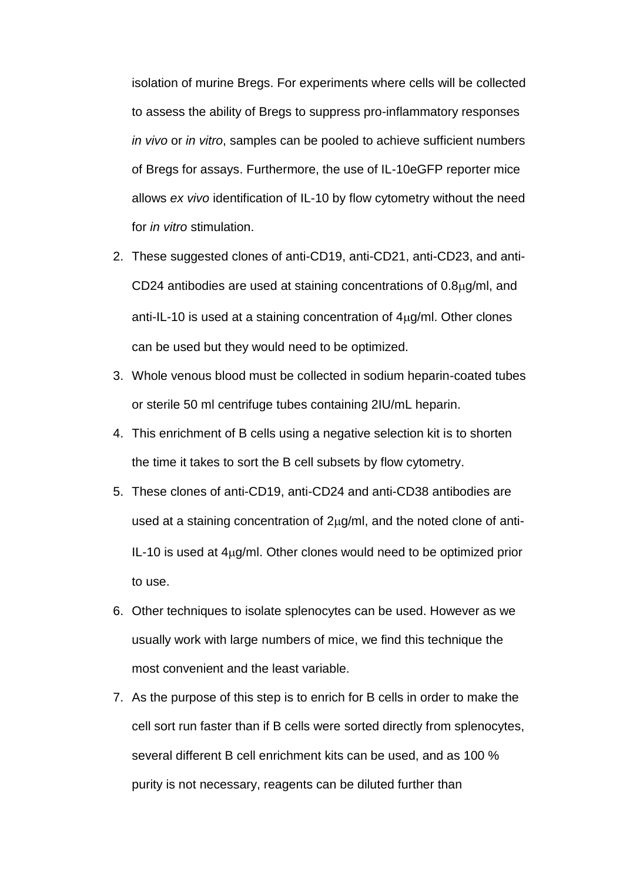isolation of murine Bregs. For experiments where cells will be collected to assess the ability of Bregs to suppress pro-inflammatory responses *in vivo* or *in vitro*, samples can be pooled to achieve sufficient numbers of Bregs for assays. Furthermore, the use of IL-10eGFP reporter mice allows *ex vivo* identification of IL-10 by flow cytometry without the need for *in vitro* stimulation.

2. These suggested clones of anti-CD19, anti-CD21, anti-CD23, and anti-CD24 antibodies are used at staining concentrations of 0.8μg/ml, and anti-IL-10 is used at a staining concentration of 4μg/ml. Other clones can be used but they would need to be optimized.
3. Whole venous blood must be collected in sodium heparin-coated tubes or sterile 50 ml centrifuge tubes containing 2IU/mL heparin.
4. This enrichment of B cells using a negative selection kit is to shorten the time it takes to sort the B cell subsets by flow cytometry.
5. These clones of anti-CD19, anti-CD24 and anti-CD38 antibodies are used at a staining concentration of 2μg/ml, and the noted clone of anti-IL-10 is used at 4μg/ml. Other clones would need to be optimized prior to use.
6. Other techniques to isolate splenocytes can be used. However as we usually work with large numbers of mice, we find this technique the most convenient and the least variable.
7. As the purpose of this step is to enrich for B cells in order to make the cell sort run faster than if B cells were sorted directly from splenocytes, several different B cell enrichment kits can be used, and as 100 % purity is not necessary, reagents can be diluted further than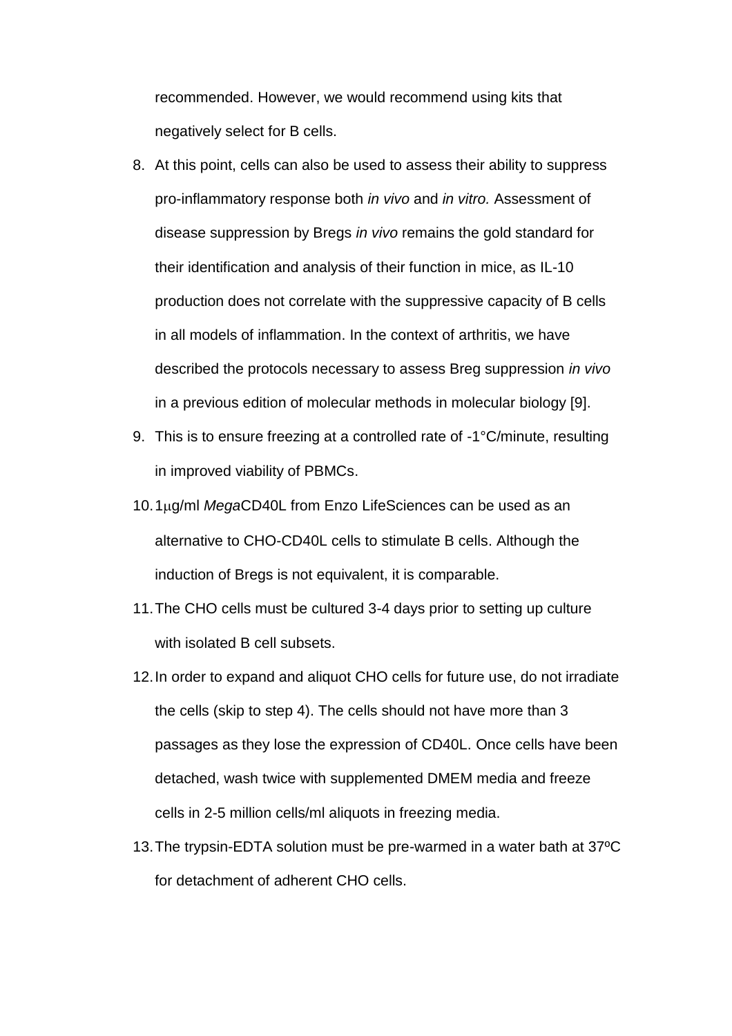recommended. However, we would recommend using kits that negatively select for B cells.

8. At this point, cells can also be used to assess their ability to suppress pro-inflammatory response both *in vivo* and *in vitro.* Assessment of disease suppression by Bregs *in vivo* remains the gold standard for their identification and analysis of their function in mice, as IL-10 production does not correlate with the suppressive capacity of B cells in all models of inflammation. In the context of arthritis, we have described the protocols necessary to assess Breg suppression *in vivo* in a previous edition of molecular methods in molecular biology [9].
9. This is to ensure freezing at a controlled rate of -1°C/minute, resulting in improved viability of PBMCs.
10. 1μg/ml *Mega*CD40L from Enzo LifeSciences can be used as an alternative to CHO-CD40L cells to stimulate B cells. Although the induction of Bregs is not equivalent, it is comparable.
11. The CHO cells must be cultured 3-4 days prior to setting up culture with isolated B cell subsets.
12. In order to expand and aliquot CHO cells for future use, do not irradiate the cells (skip to step 4). The cells should not have more than 3 passages as they lose the expression of CD40L. Once cells have been detached, wash twice with supplemented DMEM media and freeze cells in 2-5 million cells/ml aliquots in freezing media.
13. The trypsin-EDTA solution must be pre-warmed in a water bath at 37ºC for detachment of adherent CHO cells.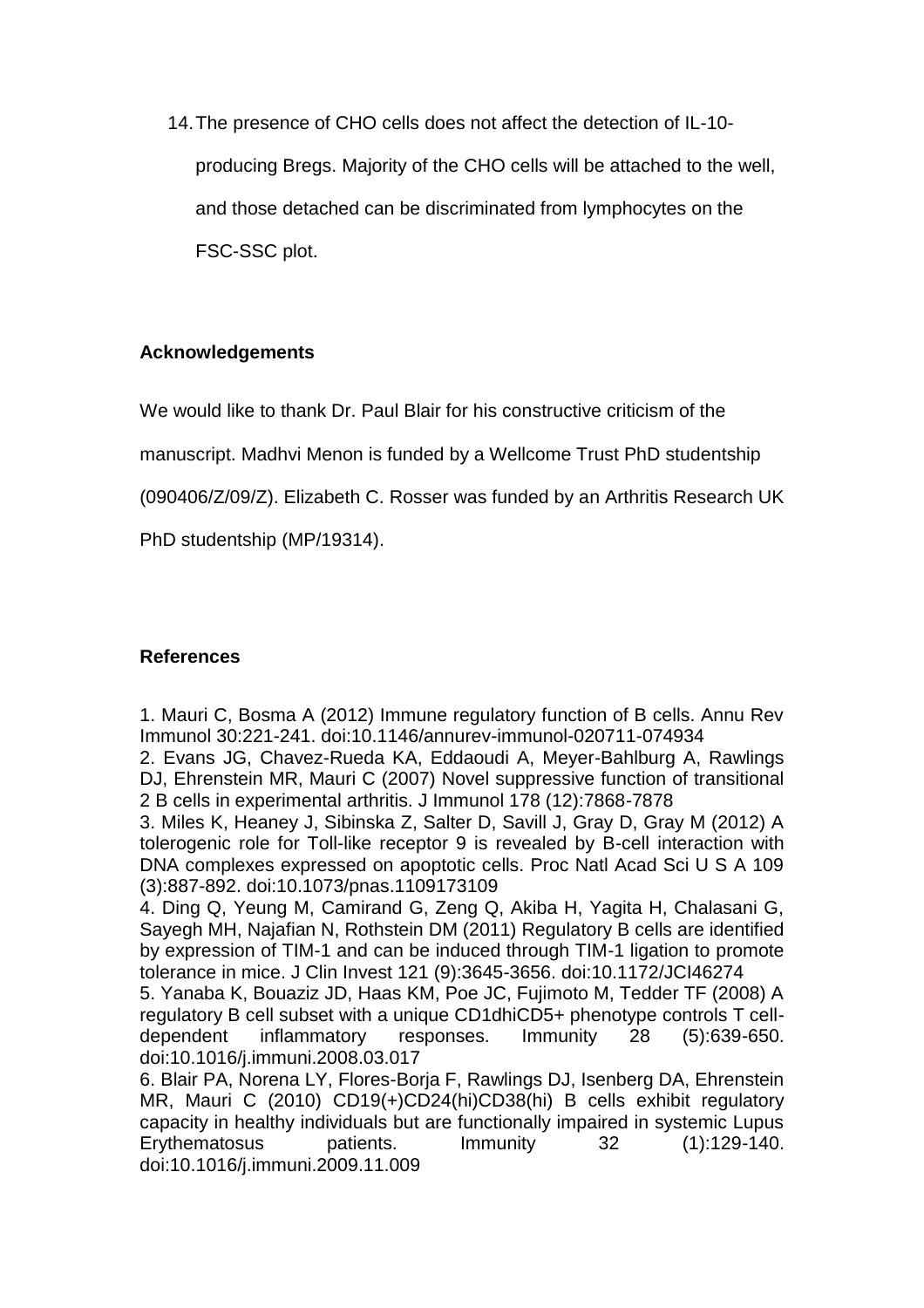14. The presence of CHO cells does not affect the detection of IL-10-producing Bregs. Majority of the CHO cells will be attached to the well, and those detached can be discriminated from lymphocytes on the FSC-SSC plot.

## Acknowledgements

We would like to thank Dr. Paul Blair for his constructive criticism of the manuscript. Madhvi Menon is funded by a Wellcome Trust PhD studentship (090406/Z/09/Z). Elizabeth C. Rosser was funded by an Arthritis Research UK PhD studentship (MP/19314).

## References

1. Mauri C, Bosma A (2012) Immune regulatory function of B cells. Annu Rev Immunol 30:221-241. doi:10.1146/annurev-immunol-020711-074934
2. Evans JG, Chavez-Rueda KA, Eddaoudi A, Meyer-Bahlburg A, Rawlings DJ, Ehrenstein MR, Mauri C (2007) Novel suppressive function of transitional 2 B cells in experimental arthritis. J Immunol 178 (12):7868-7878
3. Miles K, Heaney J, Sibinska Z, Salter D, Savill J, Gray D, Gray M (2012) A tolerogenic role for Toll-like receptor 9 is revealed by B-cell interaction with DNA complexes expressed on apoptotic cells. Proc Natl Acad Sci U S A 109 (3):887-892. doi:10.1073/pnas.1109173109
4. Ding Q, Yeung M, Camirand G, Zeng Q, Akiba H, Yagita H, Chalasani G, Sayegh MH, Najafian N, Rothstein DM (2011) Regulatory B cells are identified by expression of TIM-1 and can be induced through TIM-1 ligation to promote tolerance in mice. J Clin Invest 121 (9):3645-3656. doi:10.1172/JCI46274
5. Yanaba K, Bouaziz JD, Haas KM, Poe JC, Fujimoto M, Tedder TF (2008) A regulatory B cell subset with a unique CD1dhiCD5+ phenotype controls T cell-dependent inflammatory responses. Immunity 28 (5):639-650. doi:10.1016/j.immuni.2008.03.017
6. Blair PA, Norena LY, Flores-Borja F, Rawlings DJ, Isenberg DA, Ehrenstein MR, Mauri C (2010) CD19(+)CD24(hi)CD38(hi) B cells exhibit regulatory capacity in healthy individuals but are functionally impaired in systemic Lupus Erythematosus patients. Immunity 32 (1):129-140. doi:10.1016/j.immuni.2009.11.009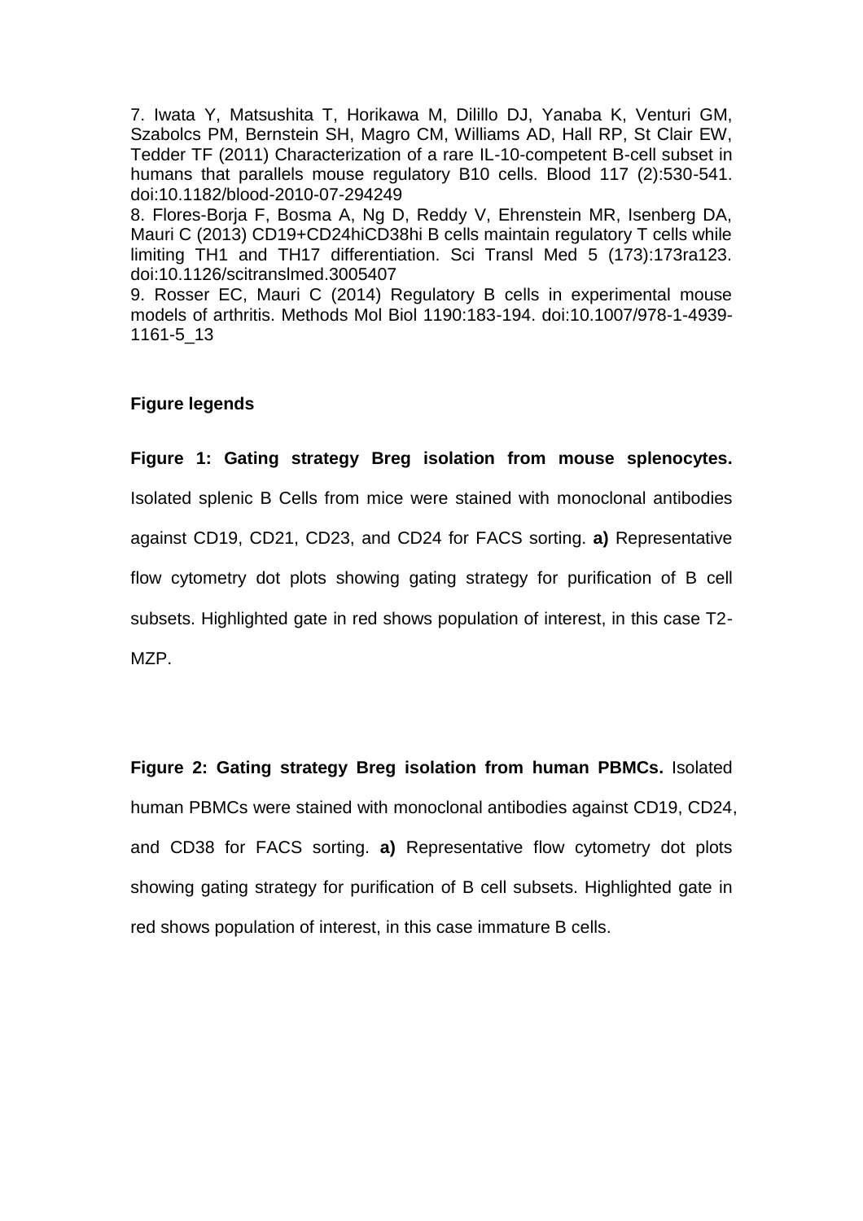7. Iwata Y, Matsushita T, Horikawa M, Dilillo DJ, Yanaba K, Venturi GM, Szabolcs PM, Bernstein SH, Magro CM, Williams AD, Hall RP, St Clair EW, Tedder TF (2011) Characterization of a rare IL-10-competent B-cell subset in humans that parallels mouse regulatory B10 cells. Blood 117 (2):530-541. doi:10.1182/blood-2010-07-294249

8. Flores-Borja F, Bosma A, Ng D, Reddy V, Ehrenstein MR, Isenberg DA, Mauri C (2013) CD19+CD24hiCD38hi B cells maintain regulatory T cells while limiting TH1 and TH17 differentiation. Sci Transl Med 5 (173):173ra123. doi:10.1126/scitranslmed.3005407

9. Rosser EC, Mauri C (2014) Regulatory B cells in experimental mouse models of arthritis. Methods Mol Biol 1190:183-194. doi:10.1007/978-1-4939-1161-5_13

## Figure legends

**Figure 1: Gating strategy Breg isolation from mouse splenocytes.** Isolated splenic B Cells from mice were stained with monoclonal antibodies against CD19, CD21, CD23, and CD24 for FACS sorting. **a)** Representative flow cytometry dot plots showing gating strategy for purification of B cell subsets. Highlighted gate in red shows population of interest, in this case T2-MZP.

**Figure 2: Gating strategy Breg isolation from human PBMCs.** Isolated human PBMCs were stained with monoclonal antibodies against CD19, CD24, and CD38 for FACS sorting. **a)** Representative flow cytometry dot plots showing gating strategy for purification of B cell subsets. Highlighted gate in red shows population of interest, in this case immature B cells.